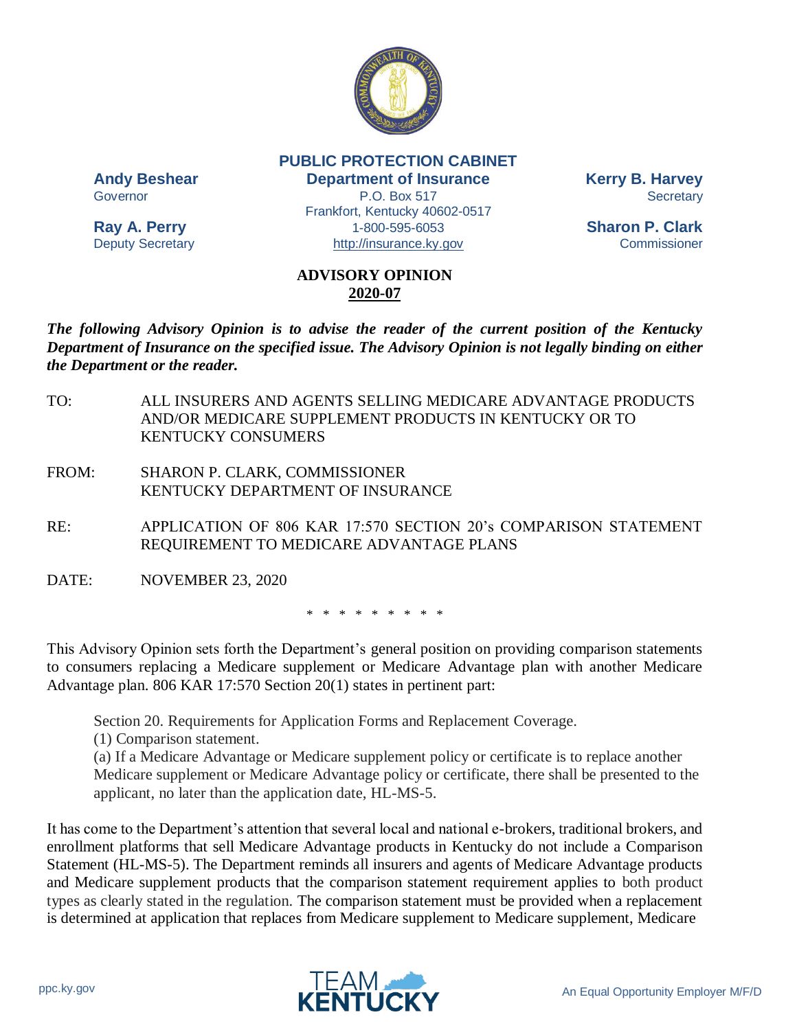**PUBLIC PROTECTION CABINET**
**Department of Insurance**
P.O. Box 517
Frankfort, Kentucky 40602-0517
1-800-595-6053
http://insurance.ky.gov

**Andy Beshear**
Governor

**Ray A. Perry**
Deputy Secretary

**Kerry B. Harvey**
Secretary

**Sharon P. Clark**
Commissioner

# ADVISORY OPINION
## 2020-07

***The following Advisory Opinion is to advise the reader of the current position of the Kentucky Department of Insurance on the specified issue. The Advisory Opinion is not legally binding on either the Department or the reader.***

TO: ALL INSURERS AND AGENTS SELLING MEDICARE ADVANTAGE PRODUCTS AND/OR MEDICARE SUPPLEMENT PRODUCTS IN KENTUCKY OR TO KENTUCKY CONSUMERS

FROM: SHARON P. CLARK, COMMISSIONER
KENTUCKY DEPARTMENT OF INSURANCE

RE: APPLICATION OF 806 KAR 17:570 SECTION 20's COMPARISON STATEMENT REQUIREMENT TO MEDICARE ADVANTAGE PLANS

DATE: NOVEMBER 23, 2020

\* \* \* \* \* \* \* \* \*

This Advisory Opinion sets forth the Department's general position on providing comparison statements to consumers replacing a Medicare supplement or Medicare Advantage plan with another Medicare Advantage plan. 806 KAR 17:570 Section 20(1) states in pertinent part:

> Section 20. Requirements for Application Forms and Replacement Coverage.
> (1) Comparison statement.
> (a) If a Medicare Advantage or Medicare supplement policy or certificate is to replace another Medicare supplement or Medicare Advantage policy or certificate, there shall be presented to the applicant, no later than the application date, HL-MS-5.

It has come to the Department's attention that several local and national e-brokers, traditional brokers, and enrollment platforms that sell Medicare Advantage products in Kentucky do not include a Comparison Statement (HL-MS-5). The Department reminds all insurers and agents of Medicare Advantage products and Medicare supplement products that the comparison statement requirement applies to both product types as clearly stated in the regulation. The comparison statement must be provided when a replacement is determined at application that replaces from Medicare supplement to Medicare supplement, Medicare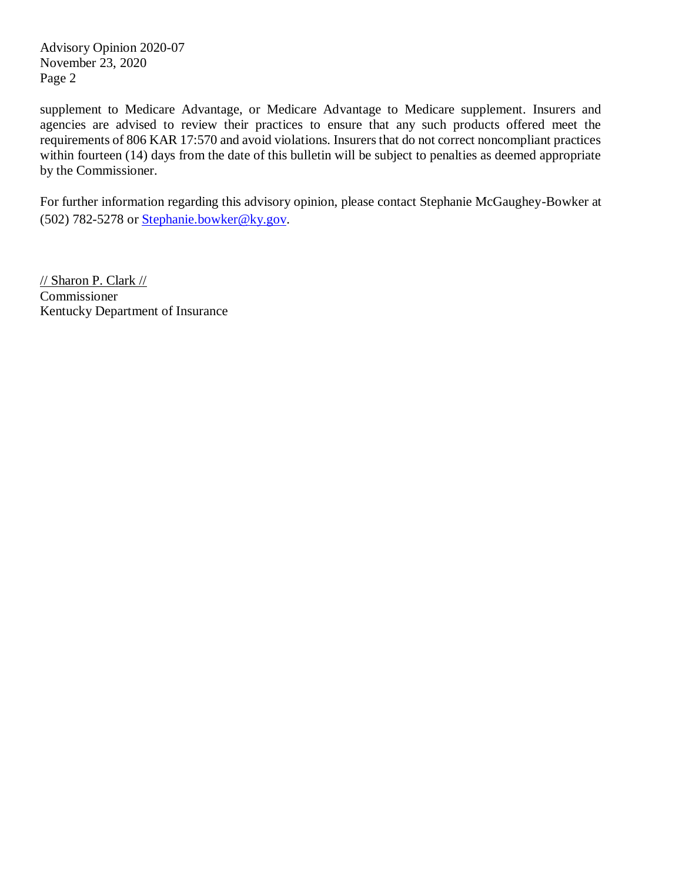supplement to Medicare Advantage, or Medicare Advantage to Medicare supplement. Insurers and agencies are advised to review their practices to ensure that any such products offered meet the requirements of 806 KAR 17:570 and avoid violations. Insurers that do not correct noncompliant practices within fourteen (14) days from the date of this bulletin will be subject to penalties as deemed appropriate by the Commissioner.

For further information regarding this advisory opinion, please contact Stephanie McGaughey-Bowker at (502) 782-5278 or Stephanie.bowker@ky.gov.

// Sharon P. Clark //
Commissioner
Kentucky Department of Insurance